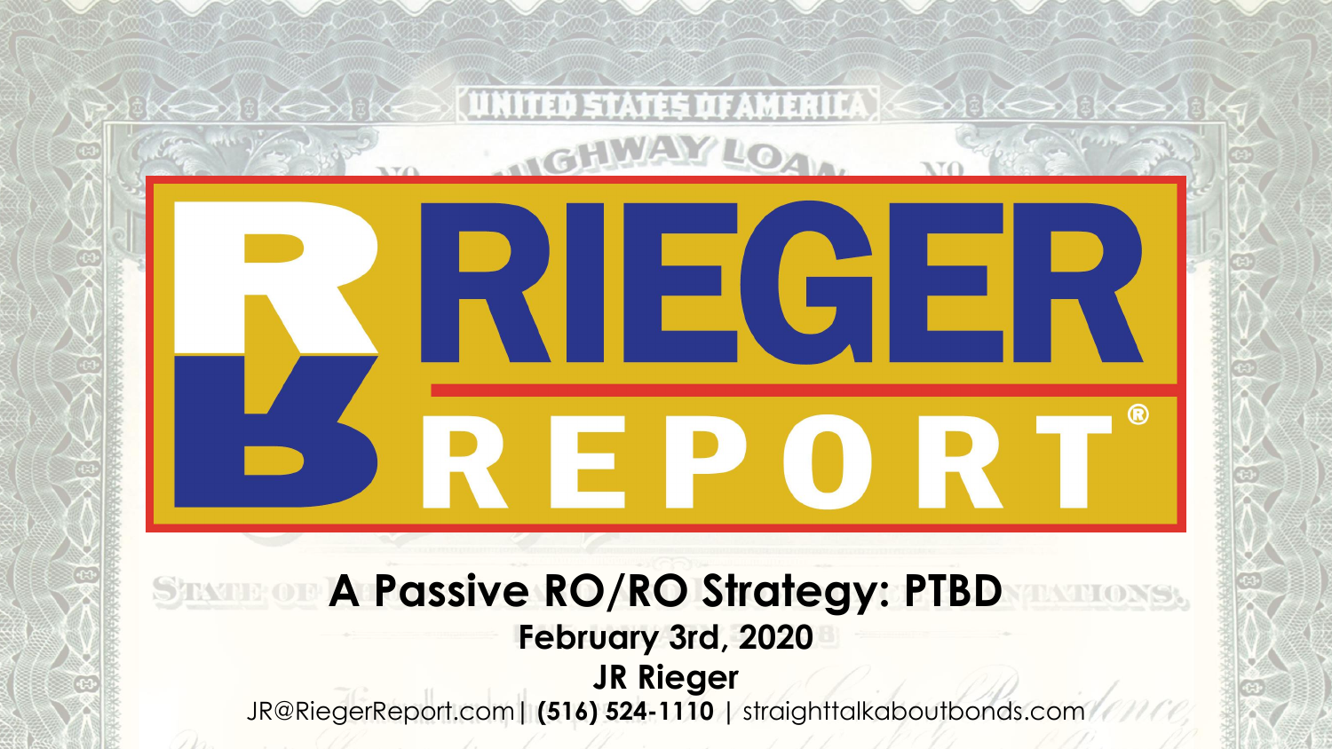# RIEGER REPORT®

## A Passive RO/RO Strategy: PTBD

**February 3rd, 2020**

**JR Rieger**

JR@RiegerReport.com | **(516) 524-1110** | straighttalkaboutbonds.com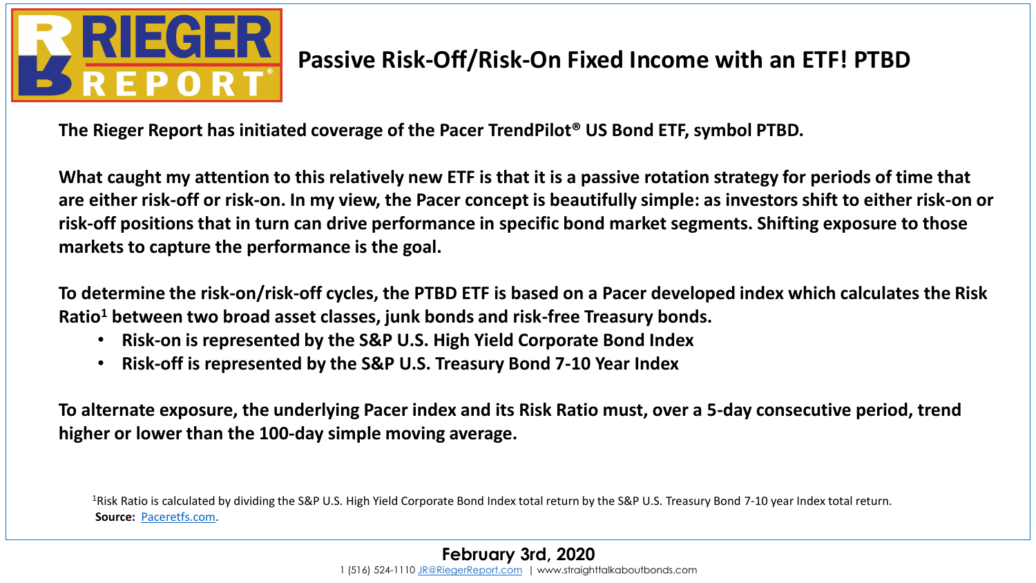# Passive Risk-Off/Risk-On Fixed Income with an ETF! PTBD

**The Rieger Report has initiated coverage of the Pacer TrendPilot® US Bond ETF, symbol PTBD.**

**What caught my attention to this relatively new ETF is that it is a passive rotation strategy for periods of time that are either risk-off or risk-on. In my view, the Pacer concept is beautifully simple: as investors shift to either risk-on or risk-off positions that in turn can drive performance in specific bond market segments. Shifting exposure to those markets to capture the performance is the goal.**

**To determine the risk-on/risk-off cycles, the PTBD ETF is based on a Pacer developed index which calculates the Risk Ratio[1] between two broad asset classes, junk bonds and risk-free Treasury bonds.**

- **Risk-on is represented by the S&P U.S. High Yield Corporate Bond Index**
- **Risk-off is represented by the S&P U.S. Treasury Bond 7-10 Year Index**

**To alternate exposure, the underlying Pacer index and its Risk Ratio must, over a 5-day consecutive period, trend higher or lower than the 100-day simple moving average.**

[1]Risk Ratio is calculated by dividing the S&P U.S. High Yield Corporate Bond Index total return by the S&P U.S. Treasury Bond 7-10 year Index total return.

**Source:** Paceretfs.com.

**February 3rd, 2020**

1 (516) 524-1110 JR@RiegerReport.com | www.straighttalkaboutbonds.com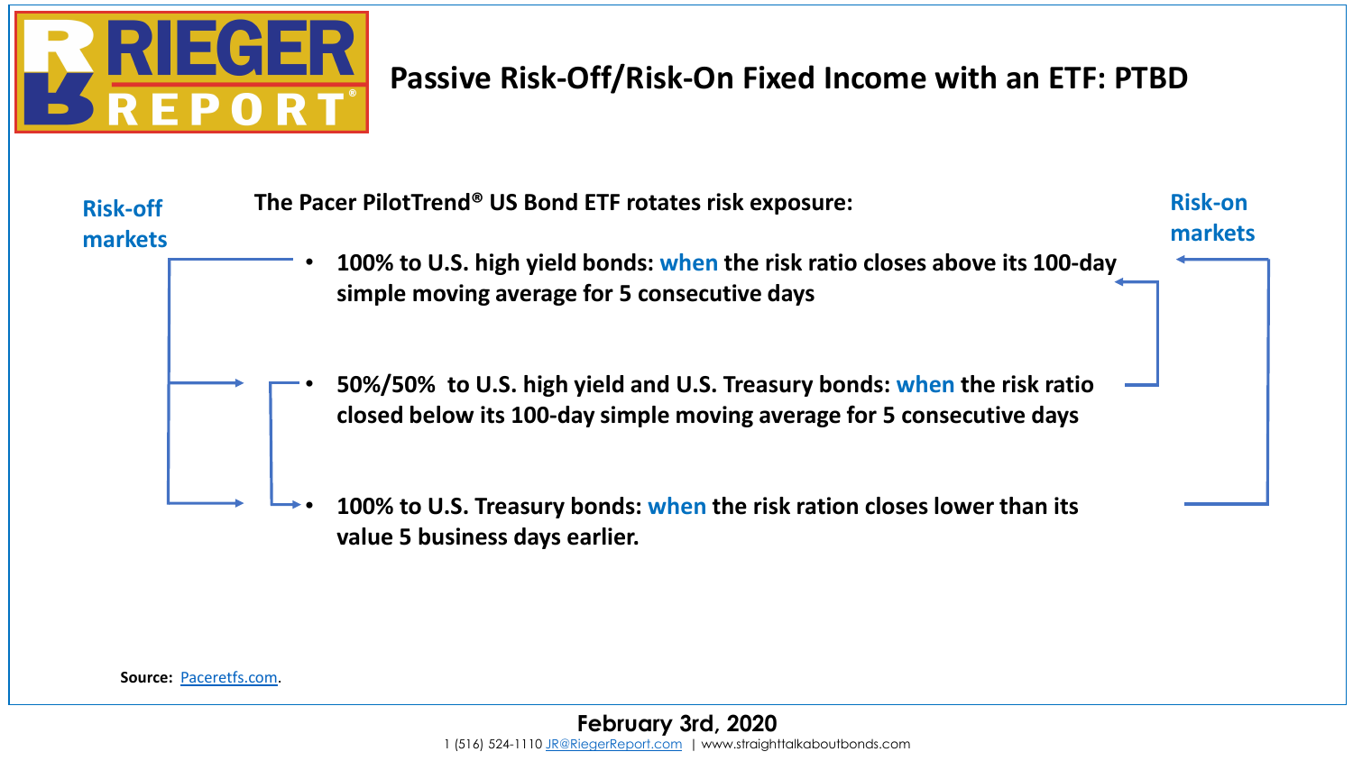# Passive Risk-Off/Risk-On Fixed Income with an ETF: PTBD

**Risk-off markets**

**Risk-on markets**

**The Pacer PilotTrend® US Bond ETF rotates risk exposure:**

- **100% to U.S. high yield bonds: when the risk ratio closes above its 100-day simple moving average for 5 consecutive days**
- **50%/50% to U.S. high yield and U.S. Treasury bonds: when the risk ratio closed below its 100-day simple moving average for 5 consecutive days**
- **100% to U.S. Treasury bonds: when the risk ration closes lower than its value 5 business days earlier.**

**Source:** Paceretfs.com.

**February 3rd, 2020**

1 (516) 524-1110 JR@RiegerReport.com | www.straighttalkaboutbonds.com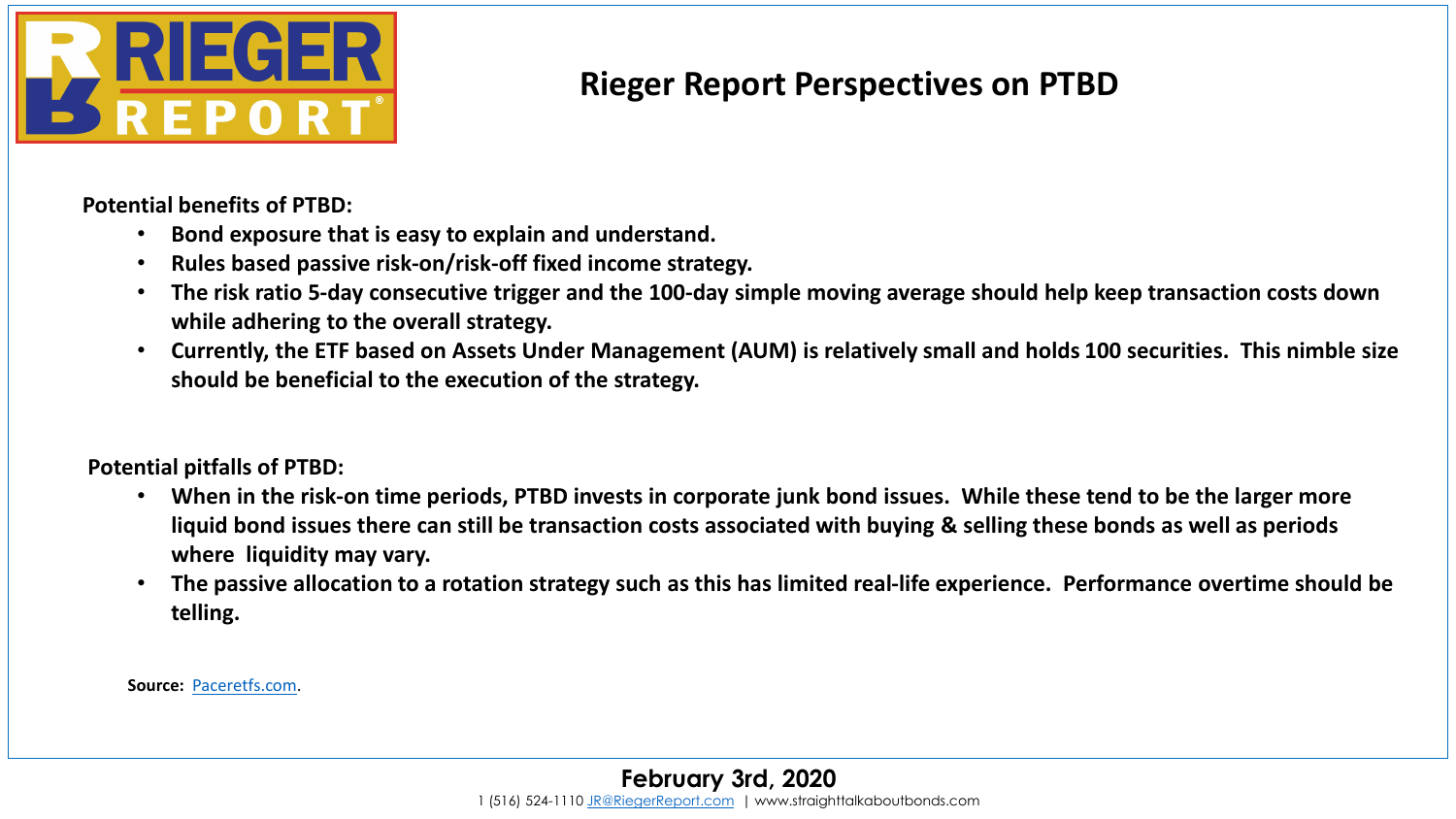# Rieger Report Perspectives on PTBD

**Potential benefits of PTBD:**

- **Bond exposure that is easy to explain and understand.**
- **Rules based passive risk-on/risk-off fixed income strategy.**
- **The risk ratio 5-day consecutive trigger and the 100-day simple moving average should help keep transaction costs down while adhering to the overall strategy.**
- **Currently, the ETF based on Assets Under Management (AUM) is relatively small and holds 100 securities. This nimble size should be beneficial to the execution of the strategy.**

**Potential pitfalls of PTBD:**

- **When in the risk-on time periods, PTBD invests in corporate junk bond issues. While these tend to be the larger more liquid bond issues there can still be transaction costs associated with buying & selling these bonds as well as periods where liquidity may vary.**
- **The passive allocation to a rotation strategy such as this has limited real-life experience. Performance overtime should be telling.**

**Source:** [Paceretfs.com](Paceretfs.com).

**February 3rd, 2020**

1 (516) 524-1110 JR@RiegerReport.com | www.straighttalkaboutbonds.com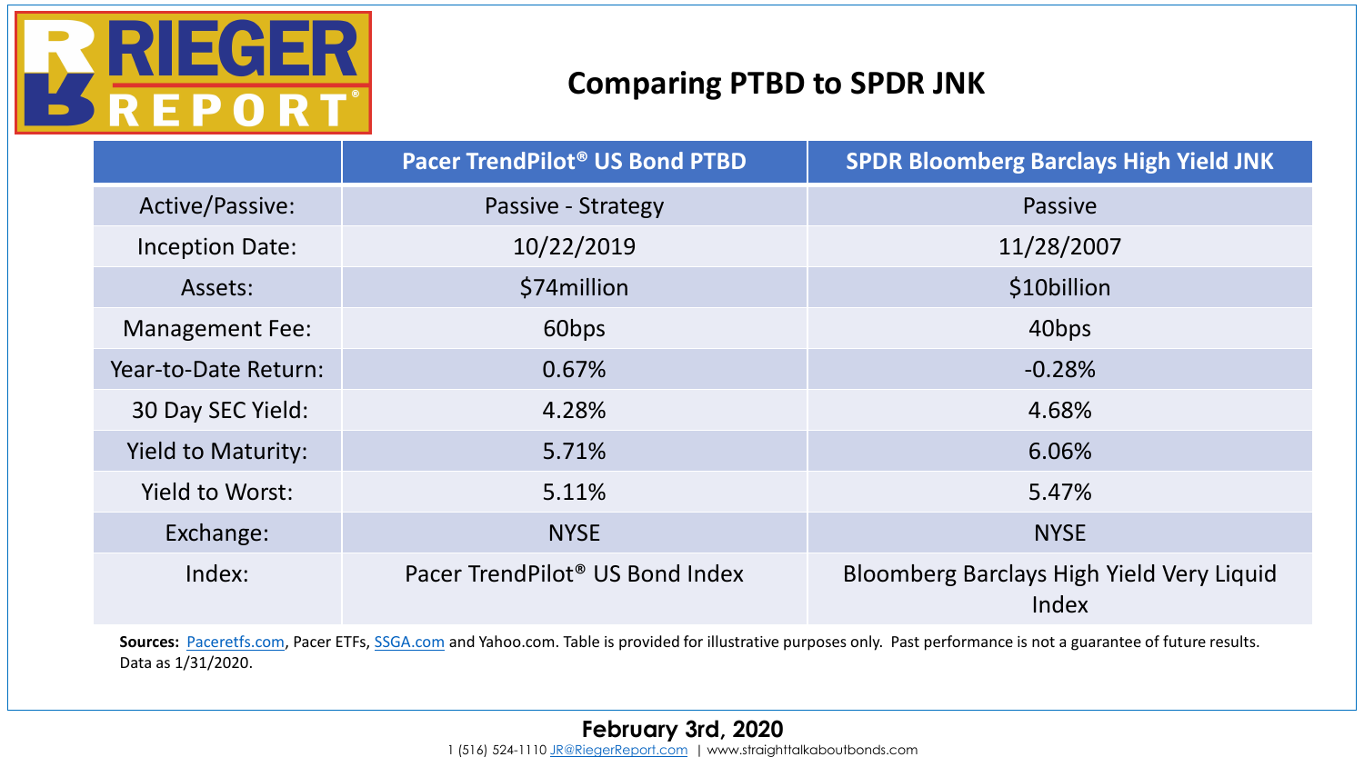# Comparing PTBD to SPDR JNK

| | Pacer TrendPilot® US Bond PTBD | SPDR Bloomberg Barclays High Yield JNK |
|---|---|---|
| Active/Passive: | Passive - Strategy | Passive |
| Inception Date: | 10/22/2019 | 11/28/2007 |
| Assets: | $74million | $10billion |
| Management Fee: | 60bps | 40bps |
| Year-to-Date Return: | 0.67% | -0.28% |
| 30 Day SEC Yield: | 4.28% | 4.68% |
| Yield to Maturity: | 5.71% | 6.06% |
| Yield to Worst: | 5.11% | 5.47% |
| Exchange: | NYSE | NYSE |
| Index: | Pacer TrendPilot® US Bond Index | Bloomberg Barclays High Yield Very Liquid Index |

**Sources:** Paceretfs.com, Pacer ETFs, SSGA.com and Yahoo.com. Table is provided for illustrative purposes only. Past performance is not a guarantee of future results. Data as 1/31/2020.

**February 3rd, 2020**

1 (516) 524-1110 JR@RiegerReport.com | www.straighttalkaboutbonds.com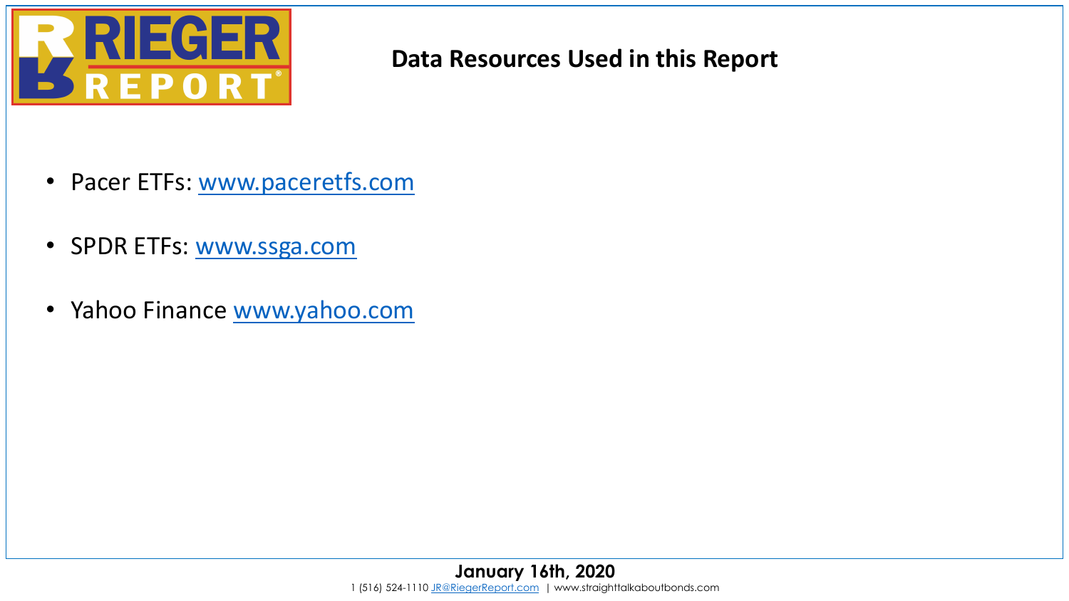## Data Resources Used in this Report

- Pacer ETFs: [www.paceretfs.com](http://www.paceretfs.com)
- SPDR ETFs: [www.ssga.com](http://www.ssga.com)
- Yahoo Finance [www.yahoo.com](http://www.yahoo.com)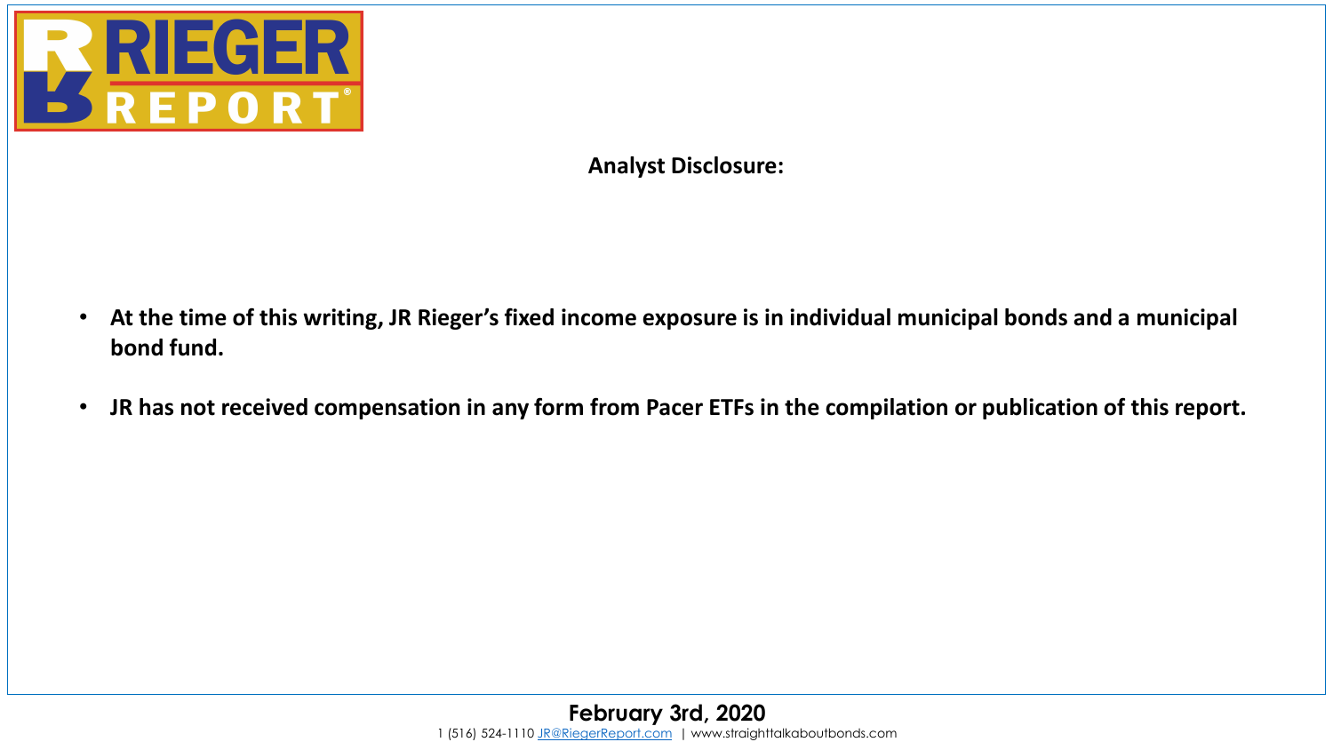**Analyst Disclosure:**

- **At the time of this writing, JR Rieger's fixed income exposure is in individual municipal bonds and a municipal bond fund.**
- **JR has not received compensation in any form from Pacer ETFs in the compilation or publication of this report.**

**February 3rd, 2020**

1 (516) 524-1110 JR@RiegerReport.com | www.straighttalkaboutbonds.com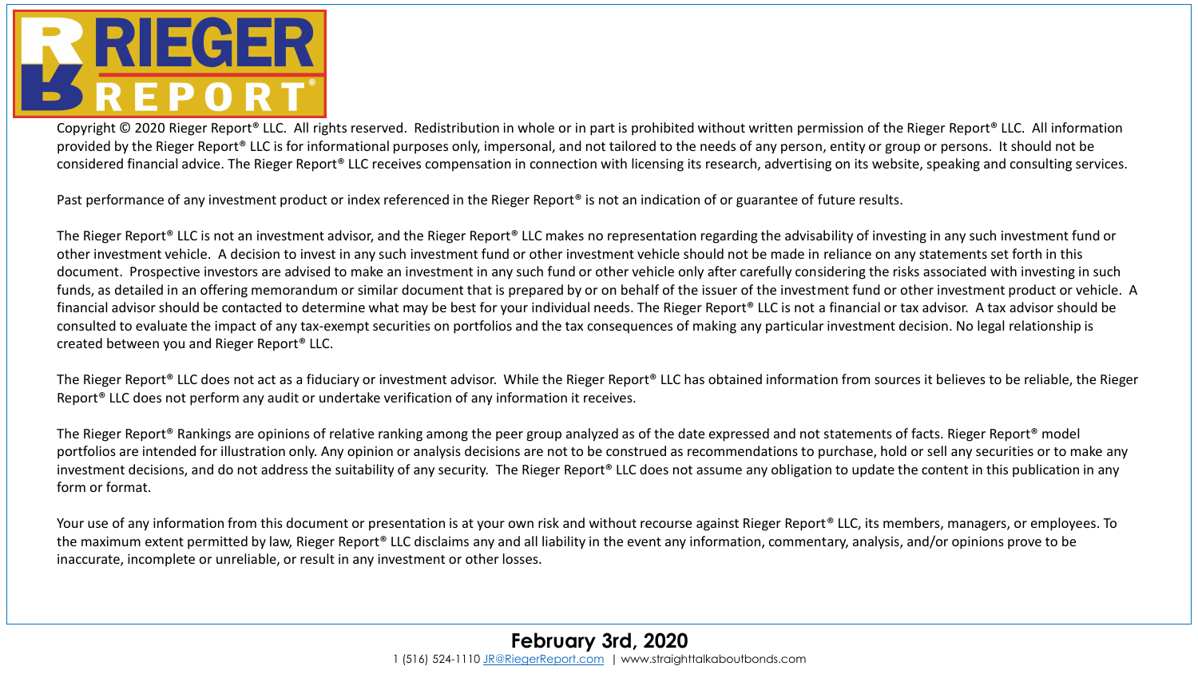Copyright © 2020 Rieger Report® LLC. All rights reserved. Redistribution in whole or in part is prohibited without written permission of the Rieger Report® LLC. All information provided by the Rieger Report® LLC is for informational purposes only, impersonal, and not tailored to the needs of any person, entity or group or persons. It should not be considered financial advice. The Rieger Report® LLC receives compensation in connection with licensing its research, advertising on its website, speaking and consulting services.

Past performance of any investment product or index referenced in the Rieger Report® is not an indication of or guarantee of future results.

The Rieger Report® LLC is not an investment advisor, and the Rieger Report® LLC makes no representation regarding the advisability of investing in any such investment fund or other investment vehicle. A decision to invest in any such investment fund or other investment vehicle should not be made in reliance on any statements set forth in this document. Prospective investors are advised to make an investment in any such fund or other vehicle only after carefully considering the risks associated with investing in such funds, as detailed in an offering memorandum or similar document that is prepared by or on behalf of the issuer of the investment fund or other investment product or vehicle. A financial advisor should be contacted to determine what may be best for your individual needs. The Rieger Report® LLC is not a financial or tax advisor. A tax advisor should be consulted to evaluate the impact of any tax-exempt securities on portfolios and the tax consequences of making any particular investment decision. No legal relationship is created between you and Rieger Report® LLC.

The Rieger Report® LLC does not act as a fiduciary or investment advisor. While the Rieger Report® LLC has obtained information from sources it believes to be reliable, the Rieger Report® LLC does not perform any audit or undertake verification of any information it receives.

The Rieger Report® Rankings are opinions of relative ranking among the peer group analyzed as of the date expressed and not statements of facts. Rieger Report® model portfolios are intended for illustration only. Any opinion or analysis decisions are not to be construed as recommendations to purchase, hold or sell any securities or to make any investment decisions, and do not address the suitability of any security. The Rieger Report® LLC does not assume any obligation to update the content in this publication in any form or format.

Your use of any information from this document or presentation is at your own risk and without recourse against Rieger Report® LLC, its members, managers, or employees. To the maximum extent permitted by law, Rieger Report® LLC disclaims any and all liability in the event any information, commentary, analysis, and/or opinions prove to be inaccurate, incomplete or unreliable, or result in any investment or other losses.

**February 3rd, 2020**

1 (516) 524-1110 JR@RiegerReport.com | www.straighttalkaboutbonds.com